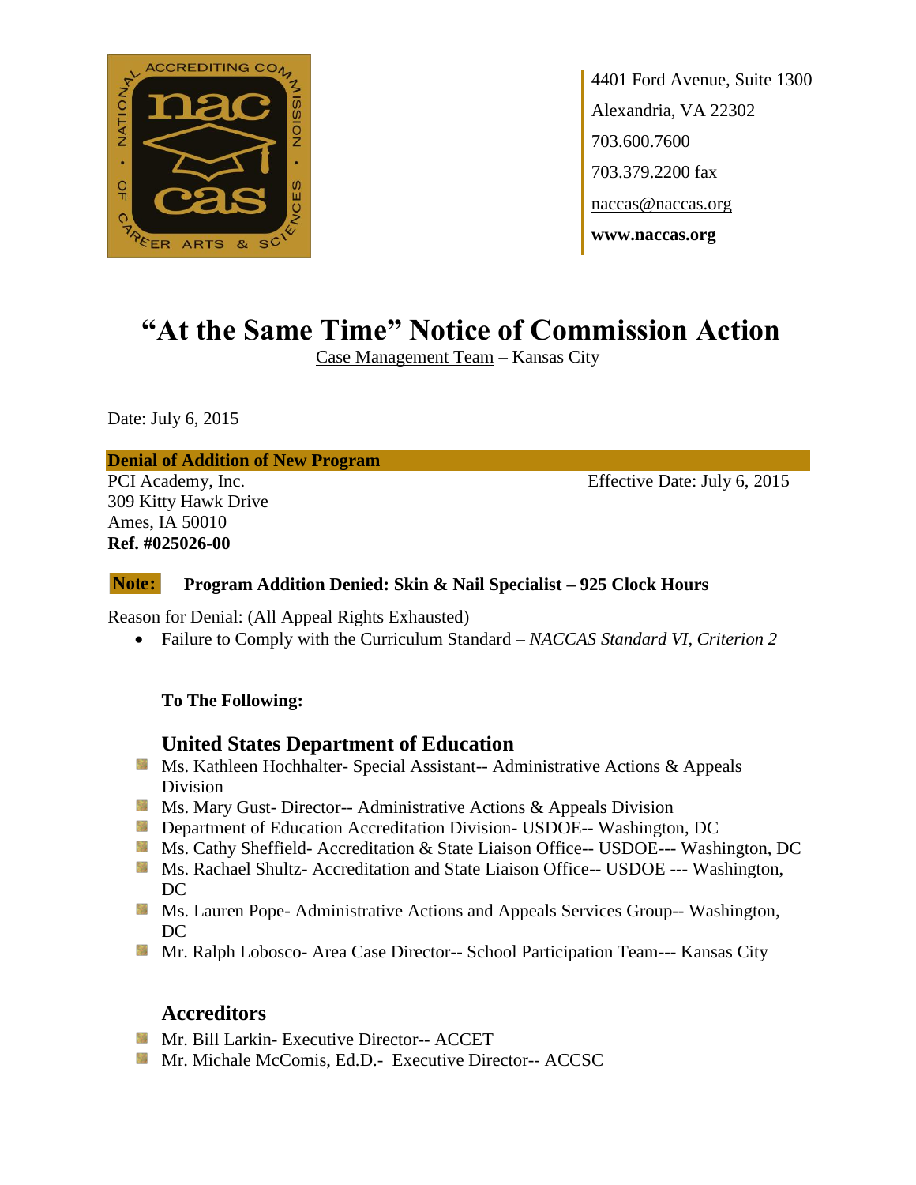4401 Ford Avenue, Suite 1300
Alexandria, VA 22302
703.600.7600
703.379.2200 fax
naccas@naccas.org
**www.naccas.org**

# "At the Same Time" Notice of Commission Action

Case Management Team – Kansas City

Date: July 6, 2015

**Denial of Addition of New Program**

PCI Academy, Inc.
309 Kitty Hawk Drive
Ames, IA 50010
**Ref. #025026-00**

Effective Date: July 6, 2015

**Note:** **Program Addition Denied: Skin & Nail Specialist – 925 Clock Hours**

Reason for Denial: (All Appeal Rights Exhausted)

- Failure to Comply with the Curriculum Standard – *NACCAS Standard VI, Criterion 2*

**To The Following:**

## United States Department of Education

- Ms. Kathleen Hochhalter- Special Assistant-- Administrative Actions & Appeals Division
- Ms. Mary Gust- Director-- Administrative Actions & Appeals Division
- Department of Education Accreditation Division- USDOE-- Washington, DC
- Ms. Cathy Sheffield- Accreditation & State Liaison Office-- USDOE--- Washington, DC
- Ms. Rachael Shultz- Accreditation and State Liaison Office-- USDOE --- Washington, DC
- Ms. Lauren Pope- Administrative Actions and Appeals Services Group-- Washington, DC
- Mr. Ralph Lobosco- Area Case Director-- School Participation Team--- Kansas City

## Accreditors

- Mr. Bill Larkin- Executive Director-- ACCET
- Mr. Michale McComis, Ed.D.- Executive Director-- ACCSC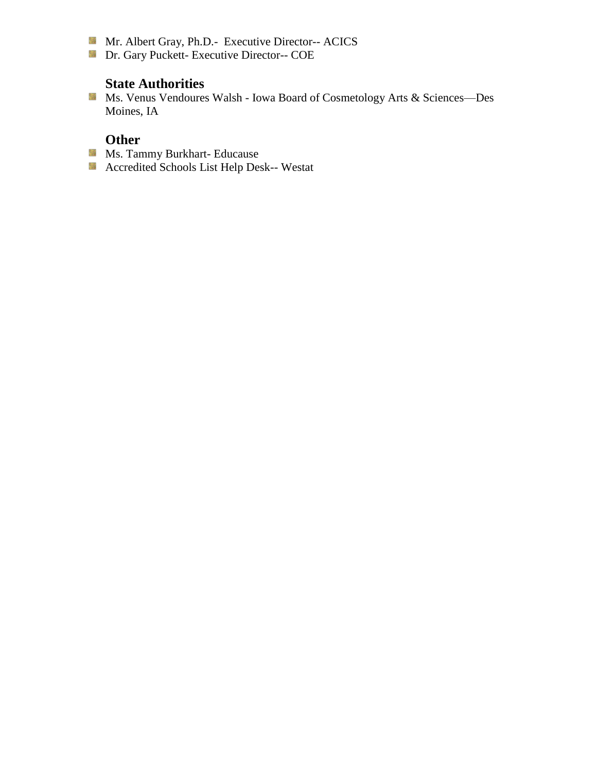- Mr. Albert Gray, Ph.D.-  Executive Director-- ACICS
- Dr. Gary Puckett- Executive Director-- COE

### State Authorities

- Ms. Venus Vendoures Walsh - Iowa Board of Cosmetology Arts & Sciences—Des Moines, IA

### Other

- Ms. Tammy Burkhart- Educause
- Accredited Schools List Help Desk-- Westat